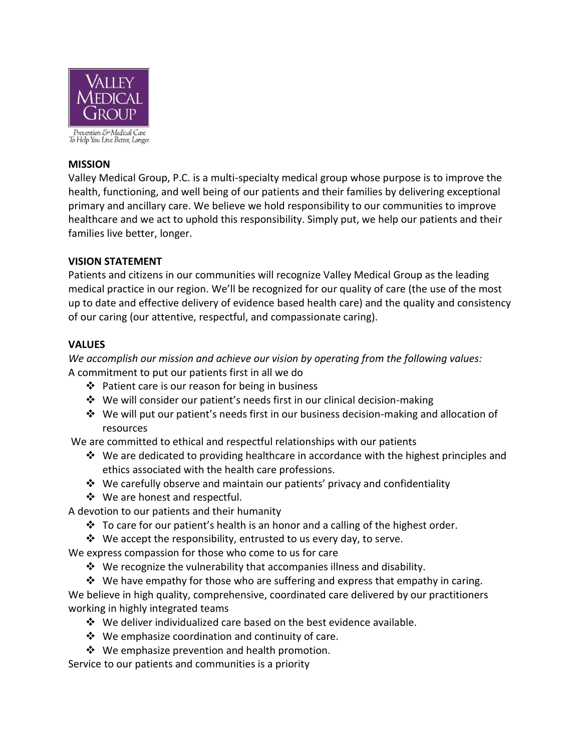Valley Medical Group

Prevention & Medical Care To Help You Live Better, Longer.

## MISSION

Valley Medical Group, P.C. is a multi-specialty medical group whose purpose is to improve the health, functioning, and well being of our patients and their families by delivering exceptional primary and ancillary care. We believe we hold responsibility to our communities to improve healthcare and we act to uphold this responsibility. Simply put, we help our patients and their families live better, longer.

## VISION STATEMENT

Patients and citizens in our communities will recognize Valley Medical Group as the leading medical practice in our region. We'll be recognized for our quality of care (the use of the most up to date and effective delivery of evidence based health care) and the quality and consistency of our caring (our attentive, respectful, and compassionate caring).

## VALUES

*We accomplish our mission and achieve our vision by operating from the following values:*

A commitment to put our patients first in all we do

- Patient care is our reason for being in business
- We will consider our patient's needs first in our clinical decision-making
- We will put our patient's needs first in our business decision-making and allocation of resources

We are committed to ethical and respectful relationships with our patients

- We are dedicated to providing healthcare in accordance with the highest principles and ethics associated with the health care professions.
- We carefully observe and maintain our patients' privacy and confidentiality
- We are honest and respectful.

A devotion to our patients and their humanity

- To care for our patient's health is an honor and a calling of the highest order.
- We accept the responsibility, entrusted to us every day, to serve.

We express compassion for those who come to us for care

- We recognize the vulnerability that accompanies illness and disability.
- We have empathy for those who are suffering and express that empathy in caring.

We believe in high quality, comprehensive, coordinated care delivered by our practitioners working in highly integrated teams

- We deliver individualized care based on the best evidence available.
- We emphasize coordination and continuity of care.
- We emphasize prevention and health promotion.

Service to our patients and communities is a priority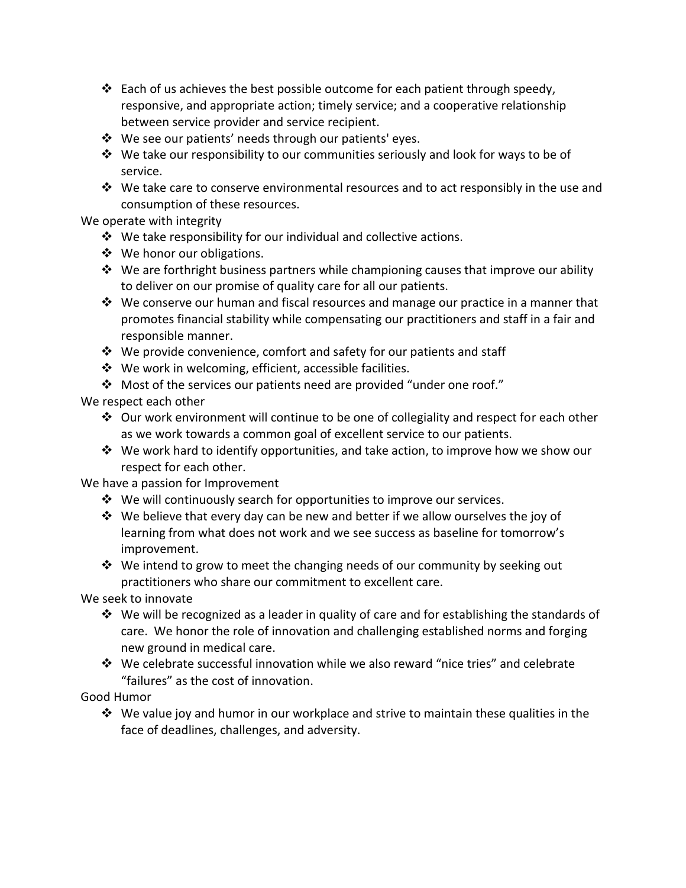- Each of us achieves the best possible outcome for each patient through speedy, responsive, and appropriate action; timely service; and a cooperative relationship between service provider and service recipient.
- We see our patients' needs through our patients' eyes.
- We take our responsibility to our communities seriously and look for ways to be of service.
- We take care to conserve environmental resources and to act responsibly in the use and consumption of these resources.

We operate with integrity

- We take responsibility for our individual and collective actions.
- We honor our obligations.
- We are forthright business partners while championing causes that improve our ability to deliver on our promise of quality care for all our patients.
- We conserve our human and fiscal resources and manage our practice in a manner that promotes financial stability while compensating our practitioners and staff in a fair and responsible manner.
- We provide convenience, comfort and safety for our patients and staff
- We work in welcoming, efficient, accessible facilities.
- Most of the services our patients need are provided "under one roof."

We respect each other

- Our work environment will continue to be one of collegiality and respect for each other as we work towards a common goal of excellent service to our patients.
- We work hard to identify opportunities, and take action, to improve how we show our respect for each other.

We have a passion for Improvement

- We will continuously search for opportunities to improve our services.
- We believe that every day can be new and better if we allow ourselves the joy of learning from what does not work and we see success as baseline for tomorrow's improvement.
- We intend to grow to meet the changing needs of our community by seeking out practitioners who share our commitment to excellent care.

We seek to innovate

- We will be recognized as a leader in quality of care and for establishing the standards of care. We honor the role of innovation and challenging established norms and forging new ground in medical care.
- We celebrate successful innovation while we also reward "nice tries" and celebrate "failures" as the cost of innovation.

Good Humor

- We value joy and humor in our workplace and strive to maintain these qualities in the face of deadlines, challenges, and adversity.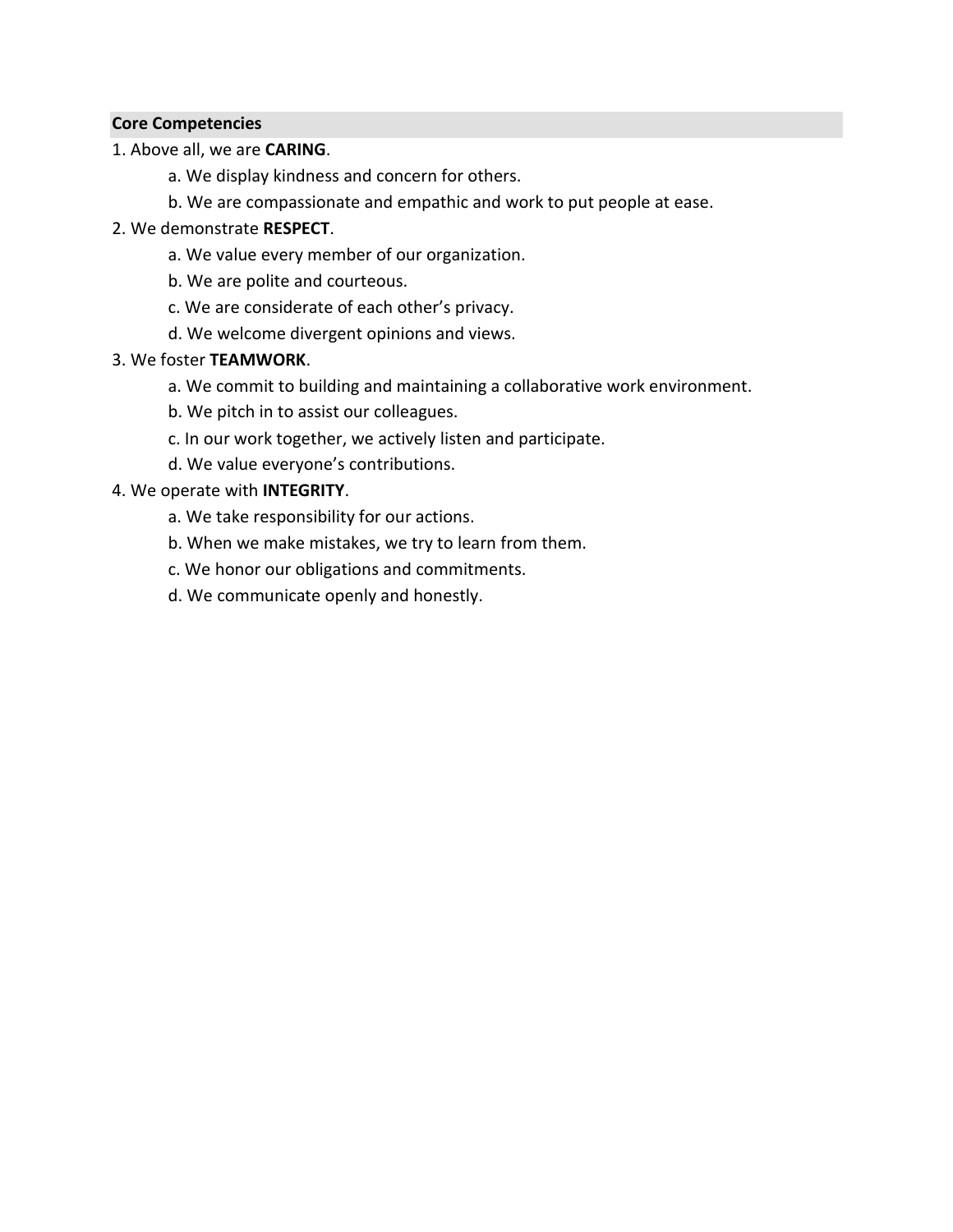**Core Competencies**

1. Above all, we are **CARING**.
    a. We display kindness and concern for others.
    b. We are compassionate and empathic and work to put people at ease.
2. We demonstrate **RESPECT**.
    a. We value every member of our organization.
    b. We are polite and courteous.
    c. We are considerate of each other's privacy.
    d. We welcome divergent opinions and views.
3. We foster **TEAMWORK**.
    a. We commit to building and maintaining a collaborative work environment.
    b. We pitch in to assist our colleagues.
    c. In our work together, we actively listen and participate.
    d. We value everyone's contributions.
4. We operate with **INTEGRITY**.
    a. We take responsibility for our actions.
    b. When we make mistakes, we try to learn from them.
    c. We honor our obligations and commitments.
    d. We communicate openly and honestly.